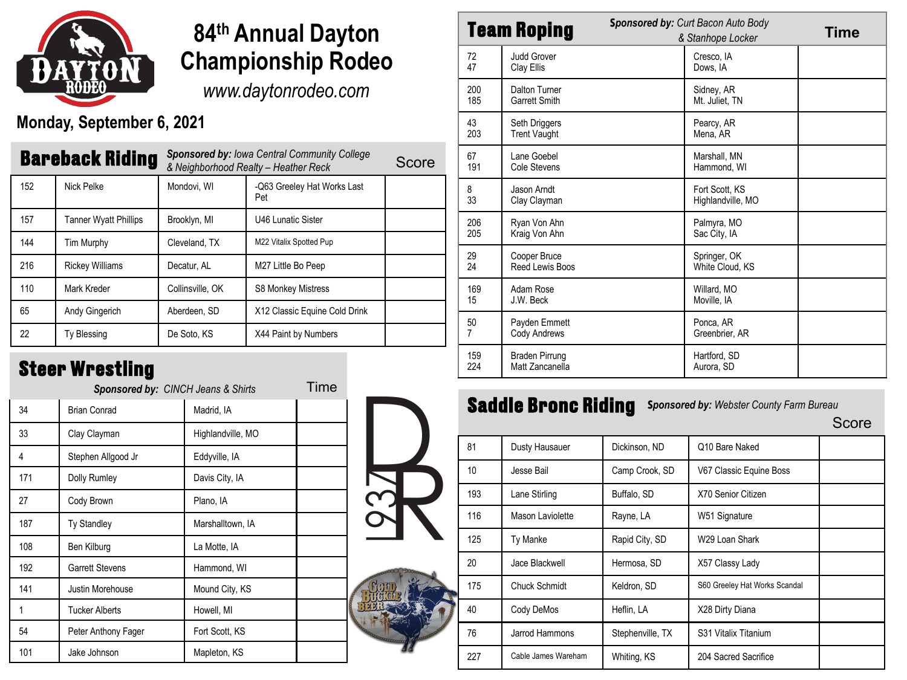# 84th Annual Dayton Championship Rodeo

www.daytonrodeo.com

**Monday, September 6, 2021**

## Bareback Riding

*Sponsored by: Iowa Central Community College & Neighborhood Realty – Heather Reck*

| | | | | Score |
|---|---|---|---|---|
| 152 | Nick Pelke | Mondovi, WI | -Q63 Greeley Hat Works Last Pet | |
| 157 | Tanner Wyatt Phillips | Brooklyn, MI | U46 Lunatic Sister | |
| 144 | Tim Murphy | Cleveland, TX | M22 Vitalix Spotted Pup | |
| 216 | Rickey Williams | Decatur, AL | M27 Little Bo Peep | |
| 110 | Mark Kreder | Collinsville, OK | S8 Monkey Mistress | |
| 65 | Andy Gingerich | Aberdeen, SD | X12 Classic Equine Cold Drink | |
| 22 | Ty Blessing | De Soto, KS | X44 Paint by Numbers | |

## Steer Wrestling

*Sponsored by: CINCH Jeans & Shirts*

| | | | Time |
|---|---|---|---|
| 34 | Brian Conrad | Madrid, IA | |
| 33 | Clay Clayman | Highlandville, MO | |
| 4 | Stephen Allgood Jr | Eddyville, IA | |
| 171 | Dolly Rumley | Davis City, IA | |
| 27 | Cody Brown | Plano, IA | |
| 187 | Ty Standley | Marshalltown, IA | |
| 108 | Ben Kilburg | La Motte, IA | |
| 192 | Garrett Stevens | Hammond, WI | |
| 141 | Justin Morehouse | Mound City, KS | |
| 1 | Tucker Alberts | Howell, MI | |
| 54 | Peter Anthony Fager | Fort Scott, KS | |
| 101 | Jake Johnson | Mapleton, KS | |

## Team Roping

*Sponsored by: Curt Bacon Auto Body & Stanhope Locker*

| | | | Time |
|---|---|---|---|
| 72<br>47 | Judd Grover<br>Clay Ellis | Cresco, IA<br>Dows, IA | |
| 200<br>185 | Dalton Turner<br>Garrett Smith | Sidney, AR<br>Mt. Juliet, TN | |
| 43<br>203 | Seth Driggers<br>Trent Vaught | Pearcy, AR<br>Mena, AR | |
| 67<br>191 | Lane Goebel<br>Cole Stevens | Marshall, MN<br>Hammond, WI | |
| 8<br>33 | Jason Arndt<br>Clay Clayman | Fort Scott, KS<br>Highlandville, MO | |
| 206<br>205 | Ryan Von Ahn<br>Kraig Von Ahn | Palmyra, MO<br>Sac City, IA | |
| 29<br>24 | Cooper Bruce<br>Reed Lewis Boos | Springer, OK<br>White Cloud, KS | |
| 169<br>15 | Adam Rose<br>J.W. Beck | Willard, MO<br>Moville, IA | |
| 50<br>7 | Payden Emmett<br>Cody Andrews | Ponca, AR<br>Greenbrier, AR | |
| 159<br>224 | Braden Pirrung<br>Matt Zancanella | Hartford, SD<br>Aurora, SD | |

## Saddle Bronc Riding

*Sponsored by: Webster County Farm Bureau*

| | | | | Score |
|---|---|---|---|---|
| 81 | Dusty Hausauer | Dickinson, ND | Q10 Bare Naked | |
| 10 | Jesse Bail | Camp Crook, SD | V67 Classic Equine Boss | |
| 193 | Lane Stirling | Buffalo, SD | X70 Senior Citizen | |
| 116 | Mason Laviolette | Rayne, LA | W51 Signature | |
| 125 | Ty Manke | Rapid City, SD | W29 Loan Shark | |
| 20 | Jace Blackwell | Hermosa, SD | X57 Classy Lady | |
| 175 | Chuck Schmidt | Keldron, SD | S60 Greeley Hat Works Scandal | |
| 40 | Cody DeMos | Heflin, LA | X28 Dirty Diana | |
| 76 | Jarrod Hammons | Stephenville, TX | S31 Vitalix Titanium | |
| 227 | Cable James Wareham | Whiting, KS | 204 Sacred Sacrifice | |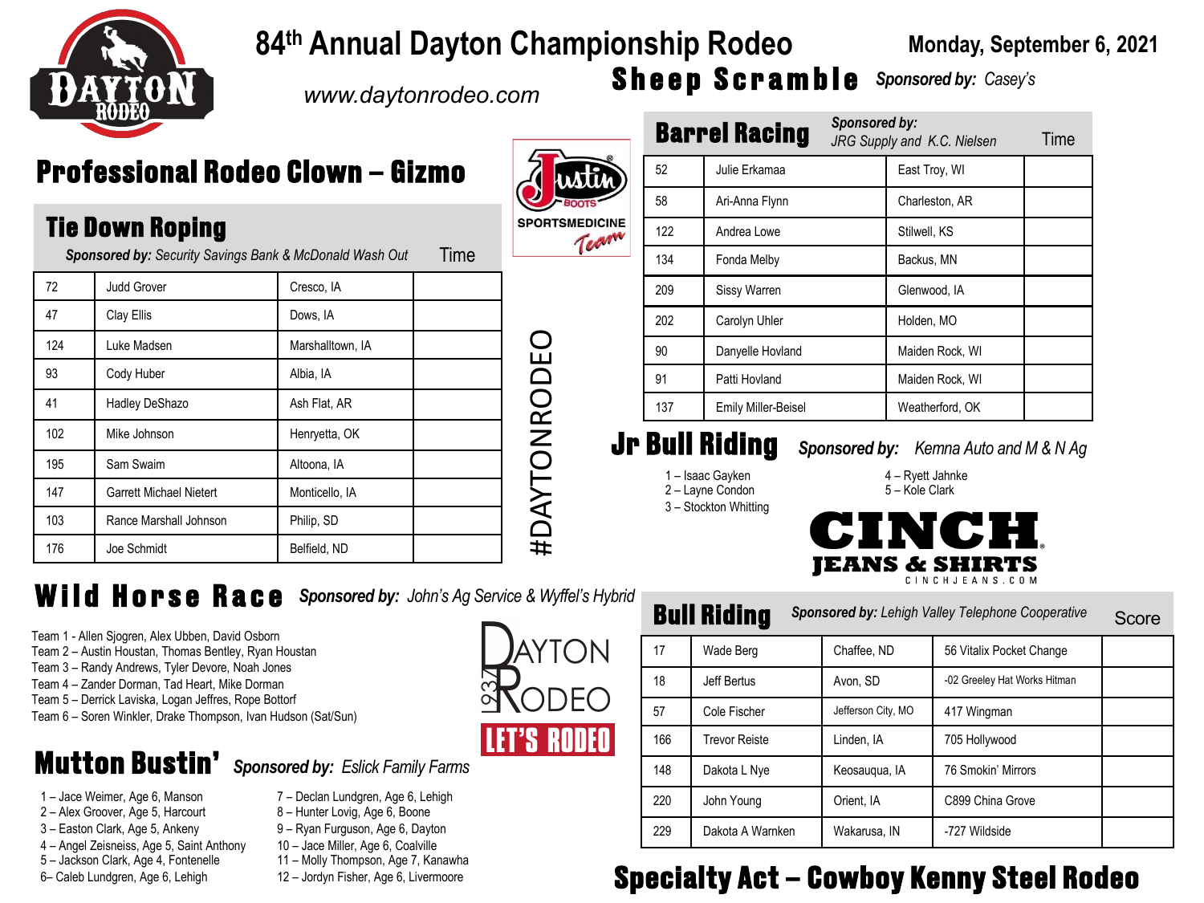# 84th Annual Dayton Championship Rodeo

**Monday, September 6, 2021**

www.daytonrodeo.com

## Sheep Scramble

***Sponsored by:*** *Casey's*

## Professional Rodeo Clown – Gizmo

## Tie Down Roping

***Sponsored by:*** *Security Savings Bank & McDonald Wash Out*

| | | | Time |
|---|---|---|---|
| 72 | Judd Grover | Cresco, IA | |
| 47 | Clay Ellis | Dows, IA | |
| 124 | Luke Madsen | Marshalltown, IA | |
| 93 | Cody Huber | Albia, IA | |
| 41 | Hadley DeShazo | Ash Flat, AR | |
| 102 | Mike Johnson | Henryetta, OK | |
| 195 | Sam Swaim | Altoona, IA | |
| 147 | Garrett Michael Nietert | Monticello, IA | |
| 103 | Rance Marshall Johnson | Philip, SD | |
| 176 | Joe Schmidt | Belfield, ND | |

Justin Boots SPORTSMEDICINE Team

#DAYTONRODEO

## Barrel Racing

***Sponsored by:*** *JRG Supply and K.C. Nielsen*

| | | | Time |
|---|---|---|---|
| 52 | Julie Erkamaa | East Troy, WI | |
| 58 | Ari-Anna Flynn | Charleston, AR | |
| 122 | Andrea Lowe | Stilwell, KS | |
| 134 | Fonda Melby | Backus, MN | |
| 209 | Sissy Warren | Glenwood, IA | |
| 202 | Carolyn Uhler | Holden, MO | |
| 90 | Danyelle Hovland | Maiden Rock, WI | |
| 91 | Patti Hovland | Maiden Rock, WI | |
| 137 | Emily Miller-Beisel | Weatherford, OK | |

## Jr Bull Riding

***Sponsored by:*** *Kemna Auto and M & N Ag*

1 – Isaac Gayken
2 – Layne Condon
3 – Stockton Whitting
4 – Ryett Jahnke
5 – Kole Clark

CINCH JEANS & SHIRTS
CINCHJEANS.COM

## Wild Horse Race

***Sponsored by:*** *John's Ag Service & Wyffel's Hybrid*

Team 1 - Allen Sjogren, Alex Ubben, David Osborn
Team 2 – Austin Houstan, Thomas Bentley, Ryan Houstan
Team 3 – Randy Andrews, Tyler Devore, Noah Jones
Team 4 – Zander Dorman, Tad Heart, Mike Dorman
Team 5 – Derrick Laviska, Logan Jeffres, Rope Bottorf
Team 6 – Soren Winkler, Drake Thompson, Ivan Hudson (Sat/Sun)

DAYTON RODEO 1937
LET'S RODEO

## Mutton Bustin'

***Sponsored by:*** *Eslick Family Farms*

1 – Jace Weimer, Age 6, Manson
2 – Alex Groover, Age 5, Harcourt
3 – Easton Clark, Age 5, Ankeny
4 – Angel Zeisneiss, Age 5, Saint Anthony
5 – Jackson Clark, Age 4, Fontenelle
6– Caleb Lundgren, Age 6, Lehigh
7 – Declan Lundgren, Age 6, Lehigh
8 – Hunter Lovig, Age 6, Boone
9 – Ryan Furguson, Age 6, Dayton
10 – Jace Miller, Age 6, Coalville
11 – Molly Thompson, Age 7, Kanawha
12 – Jordyn Fisher, Age 6, Livermoore

## Bull Riding

***Sponsored by:*** *Lehigh Valley Telephone Cooperative*

| | | | | Score |
|---|---|---|---|---|
| 17 | Wade Berg | Chaffee, ND | 56 Vitalix Pocket Change | |
| 18 | Jeff Bertus | Avon, SD | -02 Greeley Hat Works Hitman | |
| 57 | Cole Fischer | Jefferson City, MO | 417 Wingman | |
| 166 | Trevor Reiste | Linden, IA | 705 Hollywood | |
| 148 | Dakota L Nye | Keosauqua, IA | 76 Smokin' Mirrors | |
| 220 | John Young | Orient, IA | C899 China Grove | |
| 229 | Dakota A Warnken | Wakarusa, IN | -727 Wildside | |

## Specialty Act – Cowboy Kenny Steel Rodeo